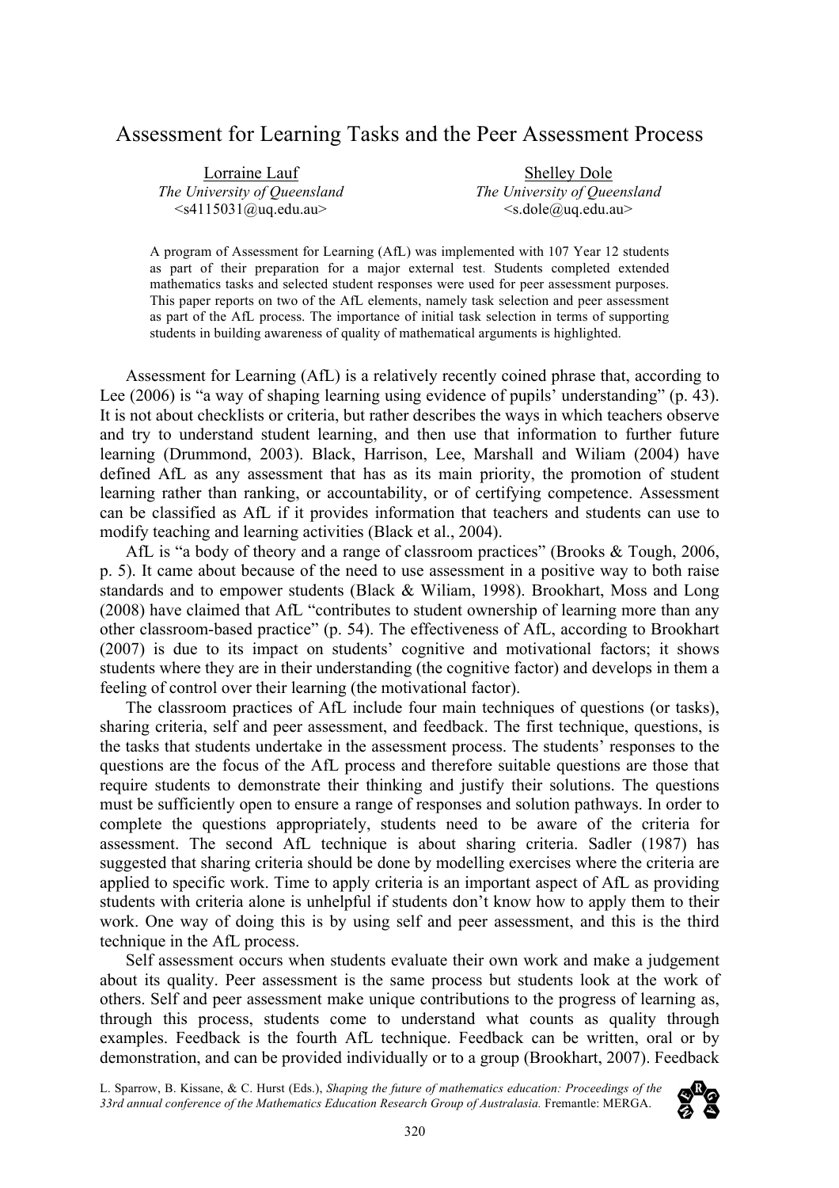# Assessment for Learning Tasks and the Peer Assessment Process

Lorraine Lauf
*The University of Queensland*
<s4115031@uq.edu.au>

Shelley Dole
*The University of Queensland*
<s.dole@uq.edu.au>

A program of Assessment for Learning (AfL) was implemented with 107 Year 12 students as part of their preparation for a major external test. Students completed extended mathematics tasks and selected student responses were used for peer assessment purposes. This paper reports on two of the AfL elements, namely task selection and peer assessment as part of the AfL process. The importance of initial task selection in terms of supporting students in building awareness of quality of mathematical arguments is highlighted.

Assessment for Learning (AfL) is a relatively recently coined phrase that, according to Lee (2006) is "a way of shaping learning using evidence of pupils' understanding" (p. 43). It is not about checklists or criteria, but rather describes the ways in which teachers observe and try to understand student learning, and then use that information to further future learning (Drummond, 2003). Black, Harrison, Lee, Marshall and Wiliam (2004) have defined AfL as any assessment that has as its main priority, the promotion of student learning rather than ranking, or accountability, or of certifying competence. Assessment can be classified as AfL if it provides information that teachers and students can use to modify teaching and learning activities (Black et al., 2004).

AfL is "a body of theory and a range of classroom practices" (Brooks & Tough, 2006, p. 5). It came about because of the need to use assessment in a positive way to both raise standards and to empower students (Black & Wiliam, 1998). Brookhart, Moss and Long (2008) have claimed that AfL "contributes to student ownership of learning more than any other classroom-based practice" (p. 54). The effectiveness of AfL, according to Brookhart (2007) is due to its impact on students' cognitive and motivational factors; it shows students where they are in their understanding (the cognitive factor) and develops in them a feeling of control over their learning (the motivational factor).

The classroom practices of AfL include four main techniques of questions (or tasks), sharing criteria, self and peer assessment, and feedback. The first technique, questions, is the tasks that students undertake in the assessment process. The students' responses to the questions are the focus of the AfL process and therefore suitable questions are those that require students to demonstrate their thinking and justify their solutions. The questions must be sufficiently open to ensure a range of responses and solution pathways. In order to complete the questions appropriately, students need to be aware of the criteria for assessment. The second AfL technique is about sharing criteria. Sadler (1987) has suggested that sharing criteria should be done by modelling exercises where the criteria are applied to specific work. Time to apply criteria is an important aspect of AfL as providing students with criteria alone is unhelpful if students don't know how to apply them to their work. One way of doing this is by using self and peer assessment, and this is the third technique in the AfL process.

Self assessment occurs when students evaluate their own work and make a judgement about its quality. Peer assessment is the same process but students look at the work of others. Self and peer assessment make unique contributions to the progress of learning as, through this process, students come to understand what counts as quality through examples. Feedback is the fourth AfL technique. Feedback can be written, oral or by demonstration, and can be provided individually or to a group (Brookhart, 2007). Feedback

L. Sparrow, B. Kissane, & C. Hurst (Eds.), *Shaping the future of mathematics education: Proceedings of the 33rd annual conference of the Mathematics Education Research Group of Australasia.* Fremantle: MERGA.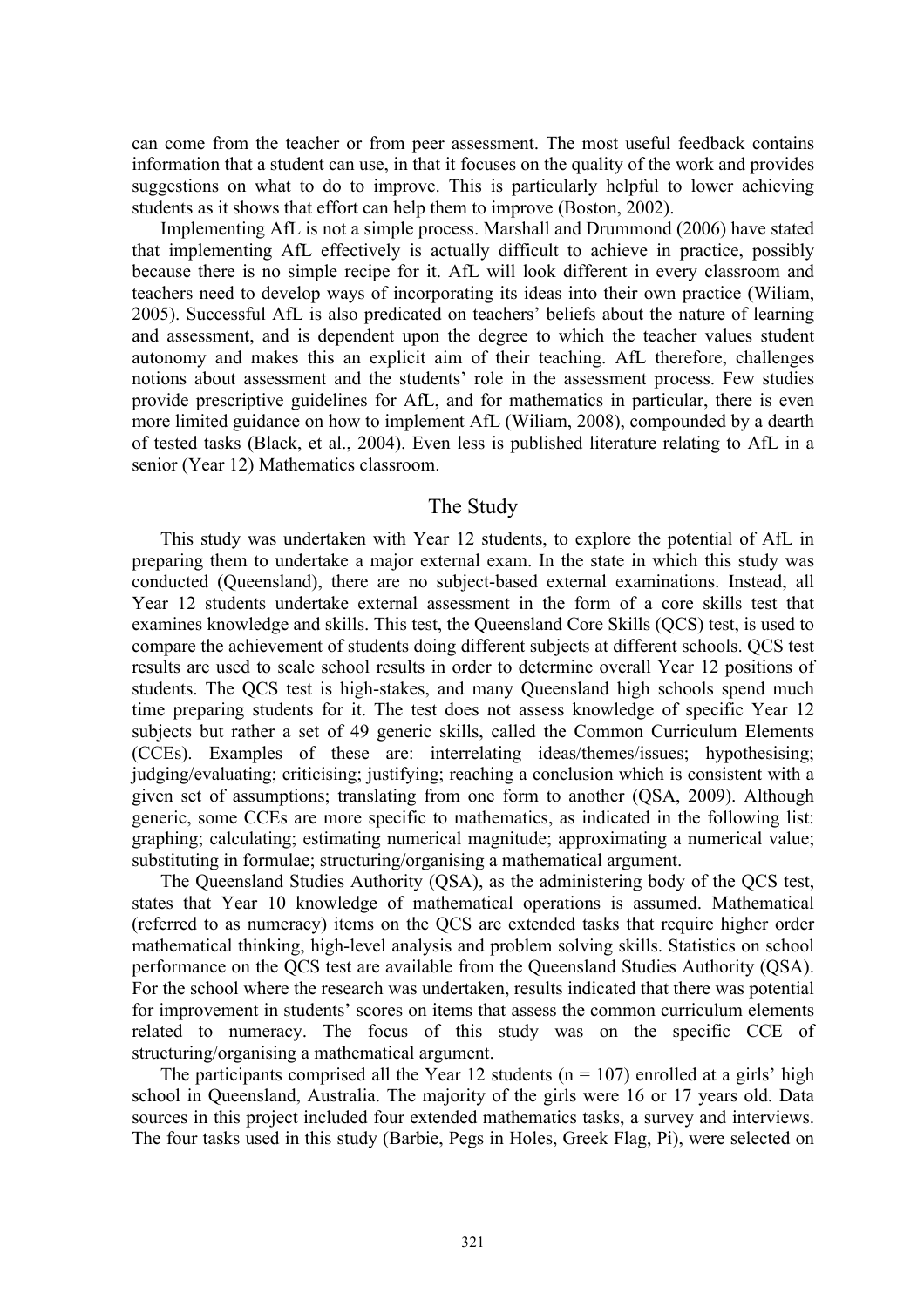can come from the teacher or from peer assessment. The most useful feedback contains information that a student can use, in that it focuses on the quality of the work and provides suggestions on what to do to improve. This is particularly helpful to lower achieving students as it shows that effort can help them to improve (Boston, 2002).

Implementing AfL is not a simple process. Marshall and Drummond (2006) have stated that implementing AfL effectively is actually difficult to achieve in practice, possibly because there is no simple recipe for it. AfL will look different in every classroom and teachers need to develop ways of incorporating its ideas into their own practice (Wiliam, 2005). Successful AfL is also predicated on teachers' beliefs about the nature of learning and assessment, and is dependent upon the degree to which the teacher values student autonomy and makes this an explicit aim of their teaching. AfL therefore, challenges notions about assessment and the students' role in the assessment process. Few studies provide prescriptive guidelines for AfL, and for mathematics in particular, there is even more limited guidance on how to implement AfL (Wiliam, 2008), compounded by a dearth of tested tasks (Black, et al., 2004). Even less is published literature relating to AfL in a senior (Year 12) Mathematics classroom.

## The Study

This study was undertaken with Year 12 students, to explore the potential of AfL in preparing them to undertake a major external exam. In the state in which this study was conducted (Queensland), there are no subject-based external examinations. Instead, all Year 12 students undertake external assessment in the form of a core skills test that examines knowledge and skills. This test, the Queensland Core Skills (QCS) test, is used to compare the achievement of students doing different subjects at different schools. QCS test results are used to scale school results in order to determine overall Year 12 positions of students. The QCS test is high-stakes, and many Queensland high schools spend much time preparing students for it. The test does not assess knowledge of specific Year 12 subjects but rather a set of 49 generic skills, called the Common Curriculum Elements (CCEs). Examples of these are: interrelating ideas/themes/issues; hypothesising; judging/evaluating; criticising; justifying; reaching a conclusion which is consistent with a given set of assumptions; translating from one form to another (QSA, 2009). Although generic, some CCEs are more specific to mathematics, as indicated in the following list: graphing; calculating; estimating numerical magnitude; approximating a numerical value; substituting in formulae; structuring/organising a mathematical argument.

The Queensland Studies Authority (QSA), as the administering body of the QCS test, states that Year 10 knowledge of mathematical operations is assumed. Mathematical (referred to as numeracy) items on the QCS are extended tasks that require higher order mathematical thinking, high-level analysis and problem solving skills. Statistics on school performance on the QCS test are available from the Queensland Studies Authority (QSA). For the school where the research was undertaken, results indicated that there was potential for improvement in students' scores on items that assess the common curriculum elements related to numeracy. The focus of this study was on the specific CCE of structuring/organising a mathematical argument.

The participants comprised all the Year 12 students ($n = 107$) enrolled at a girls' high school in Queensland, Australia. The majority of the girls were 16 or 17 years old. Data sources in this project included four extended mathematics tasks, a survey and interviews. The four tasks used in this study (Barbie, Pegs in Holes, Greek Flag, Pi), were selected on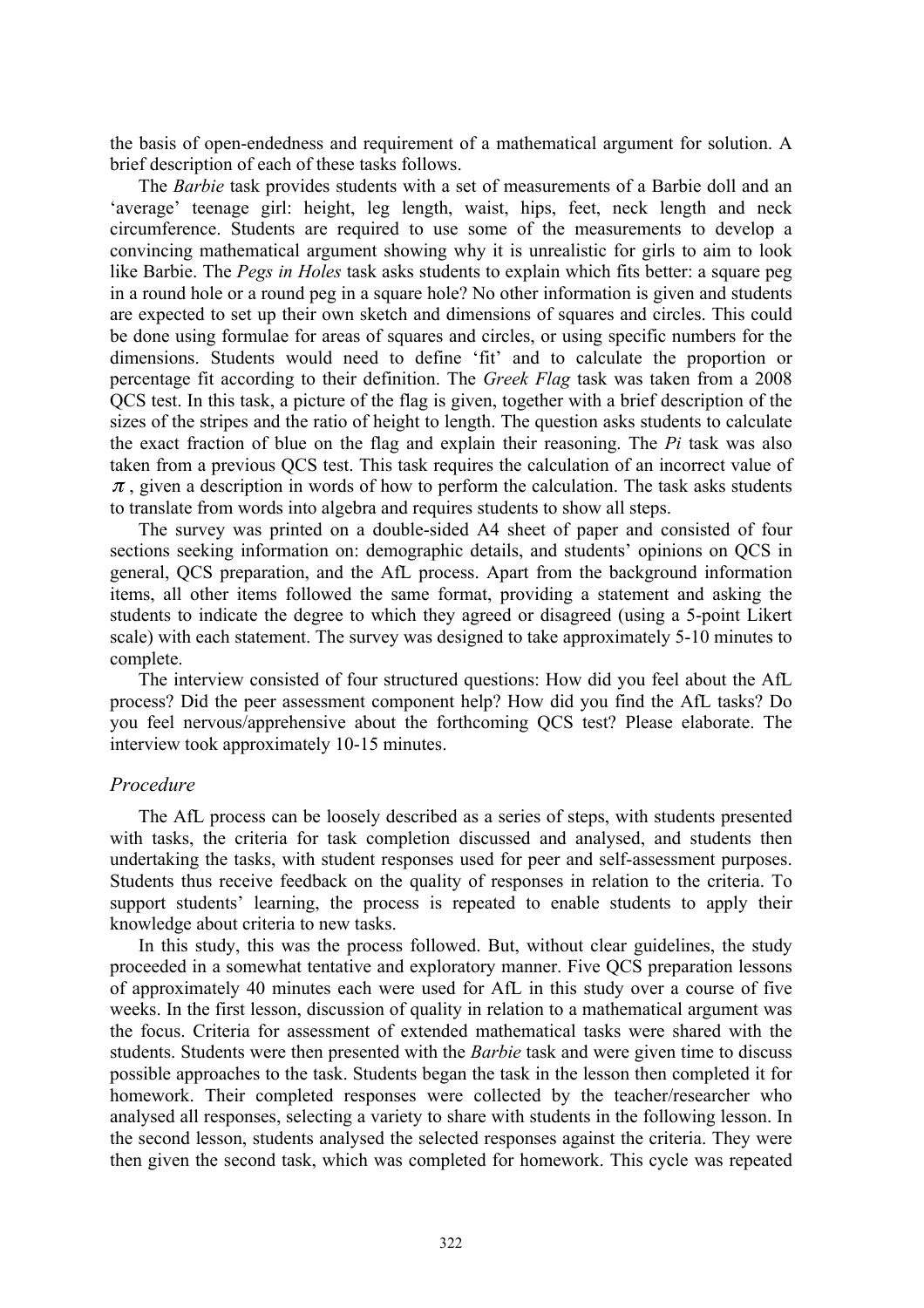the basis of open-endedness and requirement of a mathematical argument for solution. A brief description of each of these tasks follows.

The *Barbie* task provides students with a set of measurements of a Barbie doll and an 'average' teenage girl: height, leg length, waist, hips, feet, neck length and neck circumference. Students are required to use some of the measurements to develop a convincing mathematical argument showing why it is unrealistic for girls to aim to look like Barbie. The *Pegs in Holes* task asks students to explain which fits better: a square peg in a round hole or a round peg in a square hole? No other information is given and students are expected to set up their own sketch and dimensions of squares and circles. This could be done using formulae for areas of squares and circles, or using specific numbers for the dimensions. Students would need to define 'fit' and to calculate the proportion or percentage fit according to their definition. The *Greek Flag* task was taken from a 2008 QCS test. In this task, a picture of the flag is given, together with a brief description of the sizes of the stripes and the ratio of height to length. The question asks students to calculate the exact fraction of blue on the flag and explain their reasoning. The *Pi* task was also taken from a previous QCS test. This task requires the calculation of an incorrect value of $\pi$, given a description in words of how to perform the calculation. The task asks students to translate from words into algebra and requires students to show all steps.

The survey was printed on a double-sided A4 sheet of paper and consisted of four sections seeking information on: demographic details, and students' opinions on QCS in general, QCS preparation, and the AfL process. Apart from the background information items, all other items followed the same format, providing a statement and asking the students to indicate the degree to which they agreed or disagreed (using a 5-point Likert scale) with each statement. The survey was designed to take approximately 5-10 minutes to complete.

The interview consisted of four structured questions: How did you feel about the AfL process? Did the peer assessment component help? How did you find the AfL tasks? Do you feel nervous/apprehensive about the forthcoming QCS test? Please elaborate. The interview took approximately 10-15 minutes.

### *Procedure*

The AfL process can be loosely described as a series of steps, with students presented with tasks, the criteria for task completion discussed and analysed, and students then undertaking the tasks, with student responses used for peer and self-assessment purposes. Students thus receive feedback on the quality of responses in relation to the criteria. To support students' learning, the process is repeated to enable students to apply their knowledge about criteria to new tasks.

In this study, this was the process followed. But, without clear guidelines, the study proceeded in a somewhat tentative and exploratory manner. Five QCS preparation lessons of approximately 40 minutes each were used for AfL in this study over a course of five weeks. In the first lesson, discussion of quality in relation to a mathematical argument was the focus. Criteria for assessment of extended mathematical tasks were shared with the students. Students were then presented with the *Barbie* task and were given time to discuss possible approaches to the task. Students began the task in the lesson then completed it for homework. Their completed responses were collected by the teacher/researcher who analysed all responses, selecting a variety to share with students in the following lesson. In the second lesson, students analysed the selected responses against the criteria. They were then given the second task, which was completed for homework. This cycle was repeated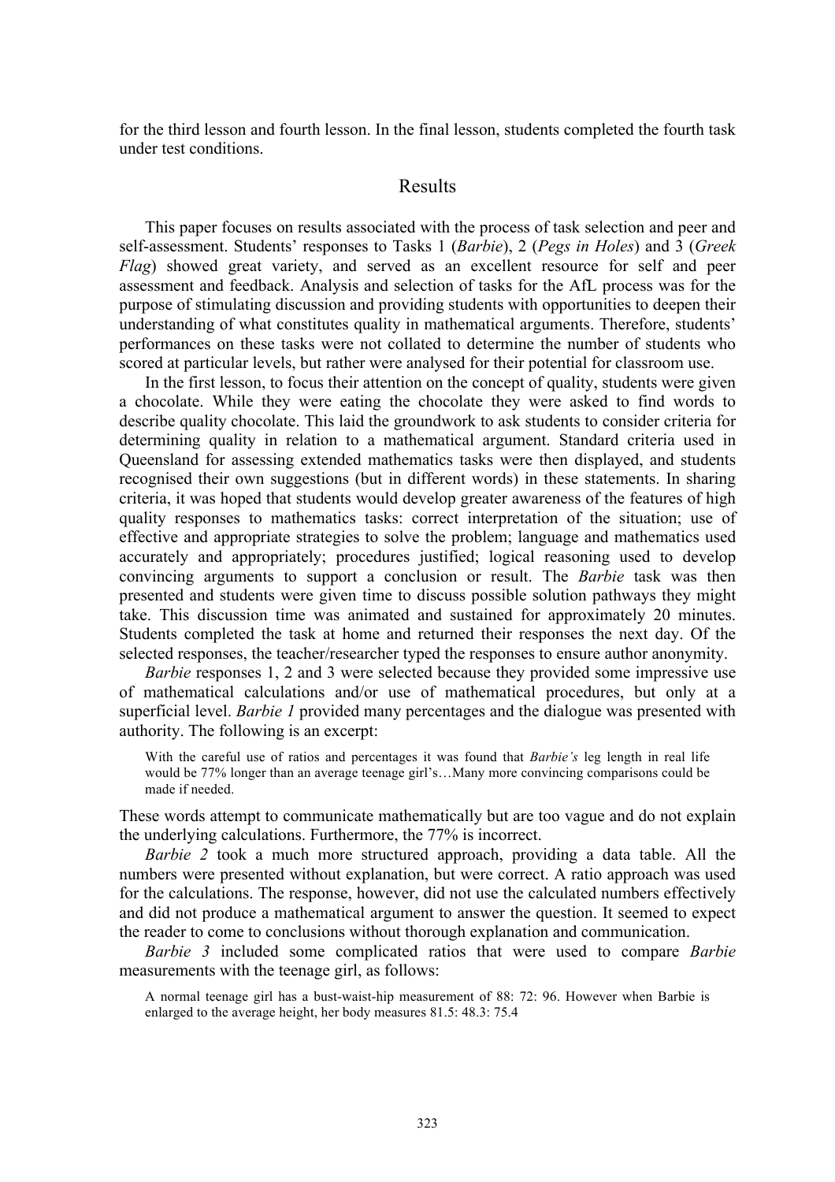for the third lesson and fourth lesson. In the final lesson, students completed the fourth task under test conditions.

## Results

This paper focuses on results associated with the process of task selection and peer and self-assessment. Students' responses to Tasks 1 (*Barbie*), 2 (*Pegs in Holes*) and 3 (*Greek Flag*) showed great variety, and served as an excellent resource for self and peer assessment and feedback. Analysis and selection of tasks for the AfL process was for the purpose of stimulating discussion and providing students with opportunities to deepen their understanding of what constitutes quality in mathematical arguments. Therefore, students' performances on these tasks were not collated to determine the number of students who scored at particular levels, but rather were analysed for their potential for classroom use.

In the first lesson, to focus their attention on the concept of quality, students were given a chocolate. While they were eating the chocolate they were asked to find words to describe quality chocolate. This laid the groundwork to ask students to consider criteria for determining quality in relation to a mathematical argument. Standard criteria used in Queensland for assessing extended mathematics tasks were then displayed, and students recognised their own suggestions (but in different words) in these statements. In sharing criteria, it was hoped that students would develop greater awareness of the features of high quality responses to mathematics tasks: correct interpretation of the situation; use of effective and appropriate strategies to solve the problem; language and mathematics used accurately and appropriately; procedures justified; logical reasoning used to develop convincing arguments to support a conclusion or result. The *Barbie* task was then presented and students were given time to discuss possible solution pathways they might take. This discussion time was animated and sustained for approximately 20 minutes. Students completed the task at home and returned their responses the next day. Of the selected responses, the teacher/researcher typed the responses to ensure author anonymity.

*Barbie* responses 1, 2 and 3 were selected because they provided some impressive use of mathematical calculations and/or use of mathematical procedures, but only at a superficial level. *Barbie 1* provided many percentages and the dialogue was presented with authority. The following is an excerpt:

> With the careful use of ratios and percentages it was found that *Barbie's* leg length in real life would be 77% longer than an average teenage girl's…Many more convincing comparisons could be made if needed.

These words attempt to communicate mathematically but are too vague and do not explain the underlying calculations. Furthermore, the 77% is incorrect.

*Barbie 2* took a much more structured approach, providing a data table. All the numbers were presented without explanation, but were correct. A ratio approach was used for the calculations. The response, however, did not use the calculated numbers effectively and did not produce a mathematical argument to answer the question. It seemed to expect the reader to come to conclusions without thorough explanation and communication.

*Barbie 3* included some complicated ratios that were used to compare *Barbie* measurements with the teenage girl, as follows:

> A normal teenage girl has a bust-waist-hip measurement of 88: 72: 96. However when Barbie is enlarged to the average height, her body measures 81.5: 48.3: 75.4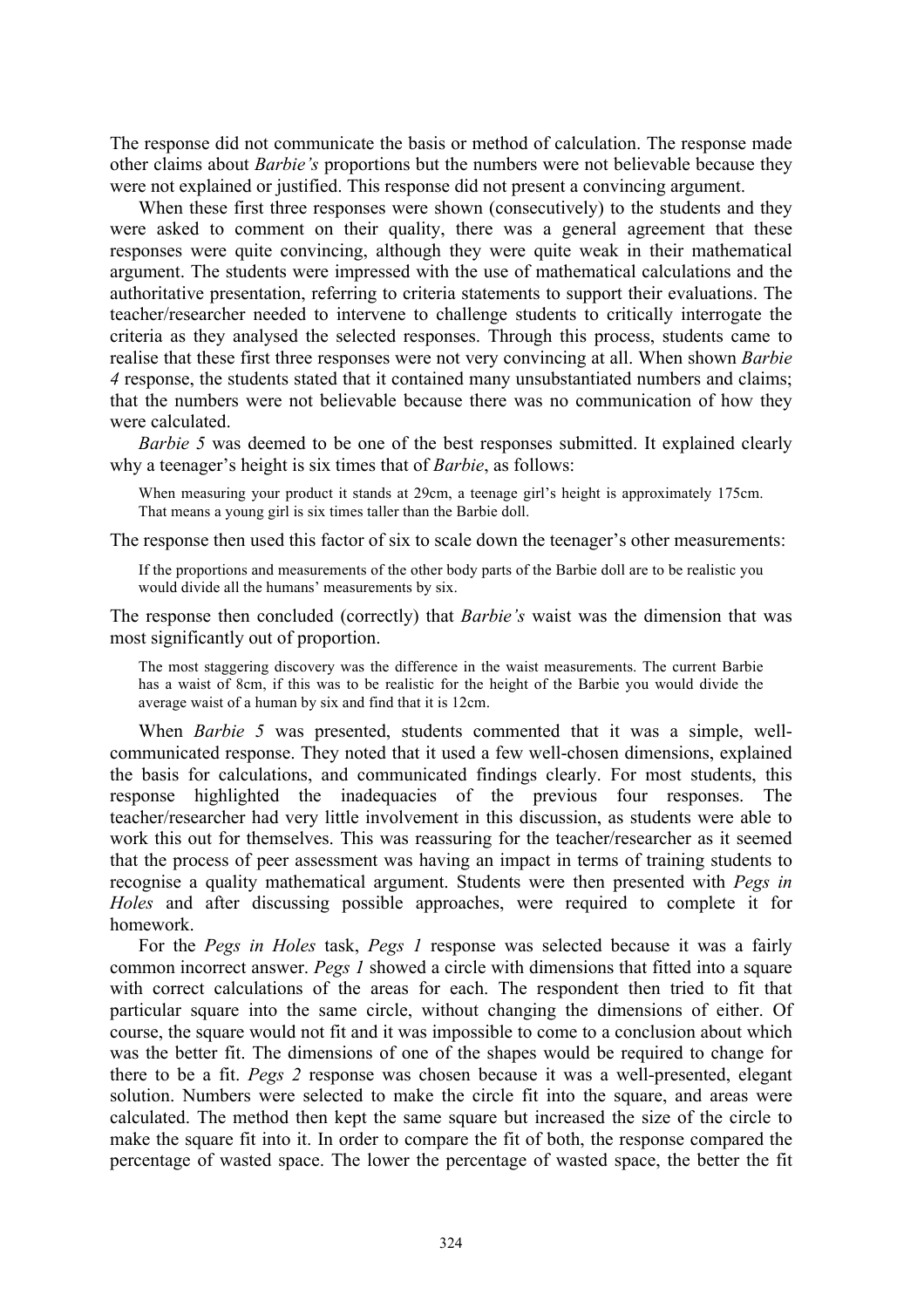The response did not communicate the basis or method of calculation. The response made other claims about *Barbie's* proportions but the numbers were not believable because they were not explained or justified. This response did not present a convincing argument.

When these first three responses were shown (consecutively) to the students and they were asked to comment on their quality, there was a general agreement that these responses were quite convincing, although they were quite weak in their mathematical argument. The students were impressed with the use of mathematical calculations and the authoritative presentation, referring to criteria statements to support their evaluations. The teacher/researcher needed to intervene to challenge students to critically interrogate the criteria as they analysed the selected responses. Through this process, students came to realise that these first three responses were not very convincing at all. When shown *Barbie 4* response, the students stated that it contained many unsubstantiated numbers and claims; that the numbers were not believable because there was no communication of how they were calculated.

*Barbie 5* was deemed to be one of the best responses submitted. It explained clearly why a teenager's height is six times that of *Barbie*, as follows:

> When measuring your product it stands at 29cm, a teenage girl's height is approximately 175cm. That means a young girl is six times taller than the Barbie doll.

The response then used this factor of six to scale down the teenager's other measurements:

> If the proportions and measurements of the other body parts of the Barbie doll are to be realistic you would divide all the humans' measurements by six.

The response then concluded (correctly) that *Barbie's* waist was the dimension that was most significantly out of proportion.

> The most staggering discovery was the difference in the waist measurements. The current Barbie has a waist of 8cm, if this was to be realistic for the height of the Barbie you would divide the average waist of a human by six and find that it is 12cm.

When *Barbie 5* was presented, students commented that it was a simple, well-communicated response. They noted that it used a few well-chosen dimensions, explained the basis for calculations, and communicated findings clearly. For most students, this response highlighted the inadequacies of the previous four responses. The teacher/researcher had very little involvement in this discussion, as students were able to work this out for themselves. This was reassuring for the teacher/researcher as it seemed that the process of peer assessment was having an impact in terms of training students to recognise a quality mathematical argument. Students were then presented with *Pegs in Holes* and after discussing possible approaches, were required to complete it for homework.

For the *Pegs in Holes* task, *Pegs 1* response was selected because it was a fairly common incorrect answer. *Pegs 1* showed a circle with dimensions that fitted into a square with correct calculations of the areas for each. The respondent then tried to fit that particular square into the same circle, without changing the dimensions of either. Of course, the square would not fit and it was impossible to come to a conclusion about which was the better fit. The dimensions of one of the shapes would be required to change for there to be a fit. *Pegs 2* response was chosen because it was a well-presented, elegant solution. Numbers were selected to make the circle fit into the square, and areas were calculated. The method then kept the same square but increased the size of the circle to make the square fit into it. In order to compare the fit of both, the response compared the percentage of wasted space. The lower the percentage of wasted space, the better the fit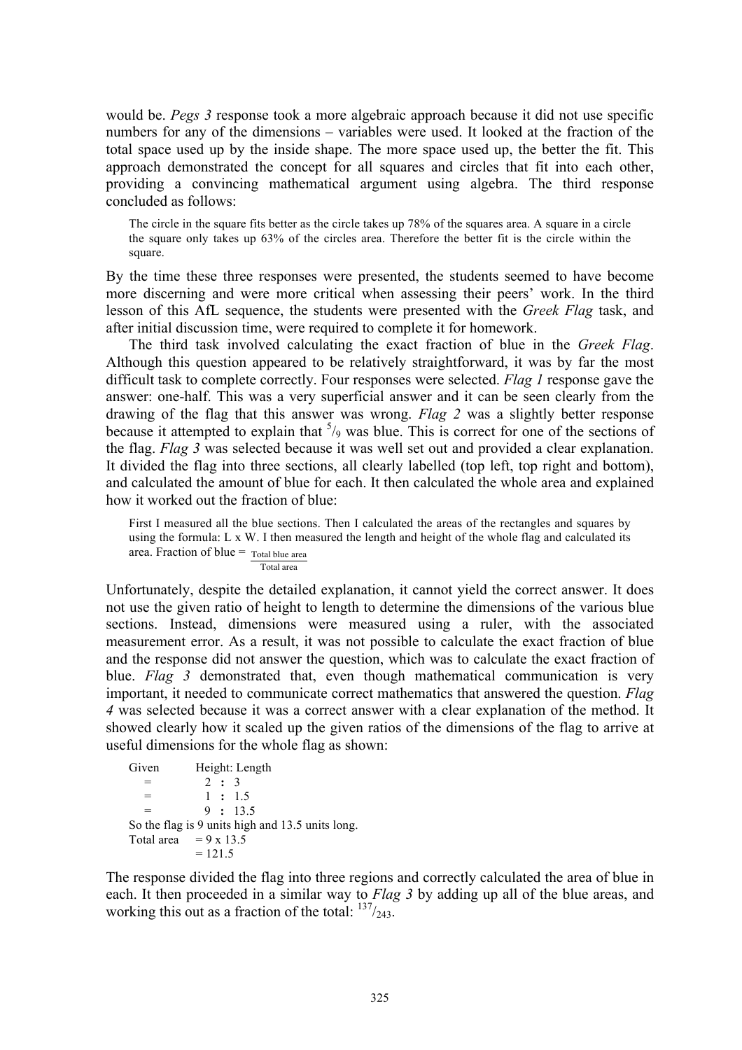would be. *Pegs 3* response took a more algebraic approach because it did not use specific numbers for any of the dimensions – variables were used. It looked at the fraction of the total space used up by the inside shape. The more space used up, the better the fit. This approach demonstrated the concept for all squares and circles that fit into each other, providing a convincing mathematical argument using algebra. The third response concluded as follows:

> The circle in the square fits better as the circle takes up 78% of the squares area. A square in a circle the square only takes up 63% of the circles area. Therefore the better fit is the circle within the square.

By the time these three responses were presented, the students seemed to have become more discerning and were more critical when assessing their peers' work. In the third lesson of this AfL sequence, the students were presented with the *Greek Flag* task, and after initial discussion time, were required to complete it for homework.

The third task involved calculating the exact fraction of blue in the *Greek Flag*. Although this question appeared to be relatively straightforward, it was by far the most difficult task to complete correctly. Four responses were selected. *Flag 1* response gave the answer: one-half. This was a very superficial answer and it can be seen clearly from the drawing of the flag that this answer was wrong. *Flag 2* was a slightly better response because it attempted to explain that $^5/_9$ was blue. This is correct for one of the sections of the flag. *Flag 3* was selected because it was well set out and provided a clear explanation. It divided the flag into three sections, all clearly labelled (top left, top right and bottom), and calculated the amount of blue for each. It then calculated the whole area and explained how it worked out the fraction of blue:

> First I measured all the blue sections. Then I calculated the areas of the rectangles and squares by using the formula: L x W. I then measured the length and height of the whole flag and calculated its area. Fraction of blue = $\frac{\text{Total blue area}}{\text{Total area}}$

Unfortunately, despite the detailed explanation, it cannot yield the correct answer. It does not use the given ratio of height to length to determine the dimensions of the various blue sections. Instead, dimensions were measured using a ruler, with the associated measurement error. As a result, it was not possible to calculate the exact fraction of blue and the response did not answer the question, which was to calculate the exact fraction of blue. *Flag 3* demonstrated that, even though mathematical communication is very important, it needed to communicate correct mathematics that answered the question. *Flag 4* was selected because it was a correct answer with a clear explanation of the method. It showed clearly how it scaled up the given ratios of the dimensions of the flag to arrive at useful dimensions for the whole flag as shown:

```
Given        Height: Length
   =           2  :  3
   =           1  :  1.5
   =           9  :  13.5
So the flag is 9 units high and 13.5 units long.
Total area   = 9 x 13.5
             = 121.5
```

The response divided the flag into three regions and correctly calculated the area of blue in each. It then proceeded in a similar way to *Flag 3* by adding up all of the blue areas, and working this out as a fraction of the total: $^{137}/_{243}$.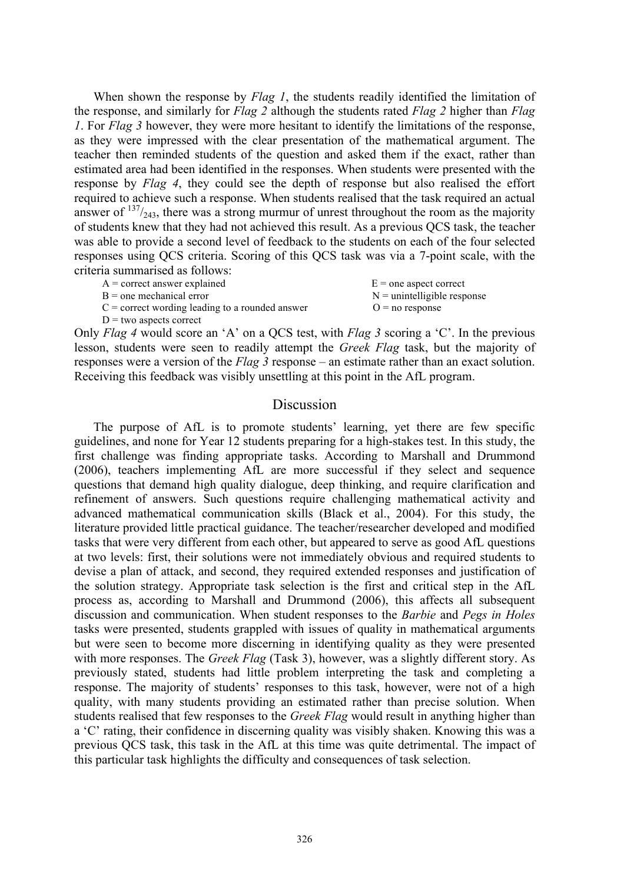When shown the response by *Flag 1*, the students readily identified the limitation of the response, and similarly for *Flag 2* although the students rated *Flag 2* higher than *Flag 1*. For *Flag 3* however, they were more hesitant to identify the limitations of the response, as they were impressed with the clear presentation of the mathematical argument. The teacher then reminded students of the question and asked them if the exact, rather than estimated area had been identified in the responses. When students were presented with the response by *Flag 4*, they could see the depth of response but also realised the effort required to achieve such a response. When students realised that the task required an actual answer of $^{137}/_{243}$, there was a strong murmur of unrest throughout the room as the majority of students knew that they had not achieved this result. As a previous QCS task, the teacher was able to provide a second level of feedback to the students on each of the four selected responses using QCS criteria. Scoring of this QCS task was via a 7-point scale, with the criteria summarised as follows:

A = correct answer explained
B = one mechanical error
C = correct wording leading to a rounded answer
D = two aspects correct
E = one aspect correct
N = unintelligible response
O = no response

Only *Flag 4* would score an 'A' on a QCS test, with *Flag 3* scoring a 'C'. In the previous lesson, students were seen to readily attempt the *Greek Flag* task, but the majority of responses were a version of the *Flag 3* response – an estimate rather than an exact solution. Receiving this feedback was visibly unsettling at this point in the AfL program.

## Discussion

The purpose of AfL is to promote students' learning, yet there are few specific guidelines, and none for Year 12 students preparing for a high-stakes test. In this study, the first challenge was finding appropriate tasks. According to Marshall and Drummond (2006), teachers implementing AfL are more successful if they select and sequence questions that demand high quality dialogue, deep thinking, and require clarification and refinement of answers. Such questions require challenging mathematical activity and advanced mathematical communication skills (Black et al., 2004). For this study, the literature provided little practical guidance. The teacher/researcher developed and modified tasks that were very different from each other, but appeared to serve as good AfL questions at two levels: first, their solutions were not immediately obvious and required students to devise a plan of attack, and second, they required extended responses and justification of the solution strategy. Appropriate task selection is the first and critical step in the AfL process as, according to Marshall and Drummond (2006), this affects all subsequent discussion and communication. When student responses to the *Barbie* and *Pegs in Holes* tasks were presented, students grappled with issues of quality in mathematical arguments but were seen to become more discerning in identifying quality as they were presented with more responses. The *Greek Flag* (Task 3), however, was a slightly different story. As previously stated, students had little problem interpreting the task and completing a response. The majority of students' responses to this task, however, were not of a high quality, with many students providing an estimated rather than precise solution. When students realised that few responses to the *Greek Flag* would result in anything higher than a 'C' rating, their confidence in discerning quality was visibly shaken. Knowing this was a previous QCS task, this task in the AfL at this time was quite detrimental. The impact of this particular task highlights the difficulty and consequences of task selection.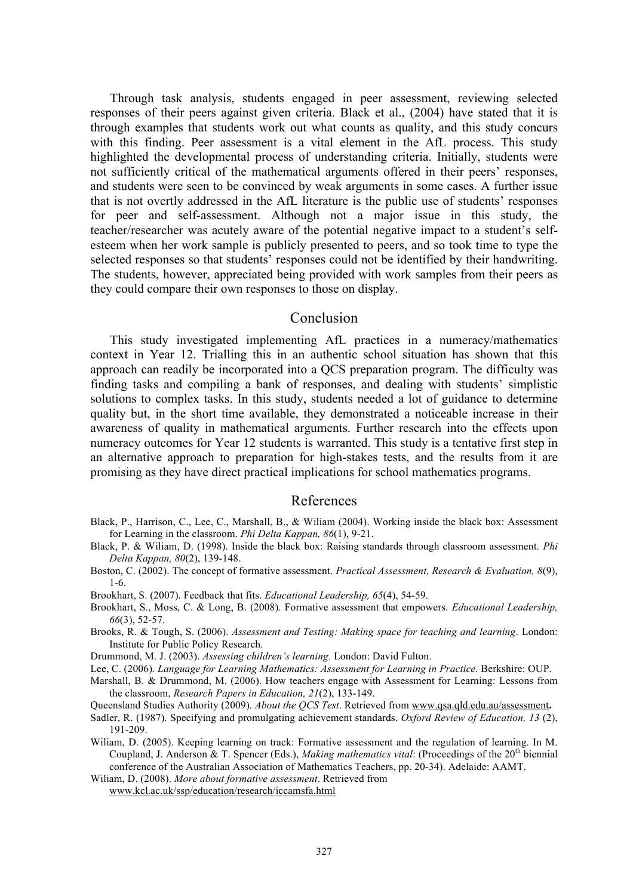Through task analysis, students engaged in peer assessment, reviewing selected responses of their peers against given criteria. Black et al., (2004) have stated that it is through examples that students work out what counts as quality, and this study concurs with this finding. Peer assessment is a vital element in the AfL process. This study highlighted the developmental process of understanding criteria. Initially, students were not sufficiently critical of the mathematical arguments offered in their peers' responses, and students were seen to be convinced by weak arguments in some cases. A further issue that is not overtly addressed in the AfL literature is the public use of students' responses for peer and self-assessment. Although not a major issue in this study, the teacher/researcher was acutely aware of the potential negative impact to a student's self-esteem when her work sample is publicly presented to peers, and so took time to type the selected responses so that students' responses could not be identified by their handwriting. The students, however, appreciated being provided with work samples from their peers as they could compare their own responses to those on display.

## Conclusion

This study investigated implementing AfL practices in a numeracy/mathematics context in Year 12. Trialling this in an authentic school situation has shown that this approach can readily be incorporated into a QCS preparation program. The difficulty was finding tasks and compiling a bank of responses, and dealing with students' simplistic solutions to complex tasks. In this study, students needed a lot of guidance to determine quality but, in the short time available, they demonstrated a noticeable increase in their awareness of quality in mathematical arguments. Further research into the effects upon numeracy outcomes for Year 12 students is warranted. This study is a tentative first step in an alternative approach to preparation for high-stakes tests, and the results from it are promising as they have direct practical implications for school mathematics programs.

## References

Black, P., Harrison, C., Lee, C., Marshall, B., & Wiliam (2004). Working inside the black box: Assessment for Learning in the classroom. *Phi Delta Kappan, 86*(1), 9-21.

Black, P. & Wiliam, D. (1998). Inside the black box: Raising standards through classroom assessment. *Phi Delta Kappan, 80*(2), 139-148.

Boston, C. (2002). The concept of formative assessment. *Practical Assessment, Research & Evaluation, 8*(9), 1-6.

Brookhart, S. (2007). Feedback that fits. *Educational Leadership, 65*(4), 54-59.

Brookhart, S., Moss, C. & Long, B. (2008). Formative assessment that empowers. *Educational Leadership, 66*(3), 52-57.

Brooks, R. & Tough, S. (2006). *Assessment and Testing: Making space for teaching and learning*. London: Institute for Public Policy Research.

Drummond, M. J. (2003). *Assessing children's learning.* London: David Fulton.

Lee, C. (2006). *Language for Learning Mathematics: Assessment for Learning in Practice.* Berkshire: OUP.

Marshall, B. & Drummond, M. (2006). How teachers engage with Assessment for Learning: Lessons from the classroom, *Research Papers in Education, 21*(2), 133-149.

Queensland Studies Authority (2009). *About the QCS Test*. Retrieved from www.qsa.qld.edu.au/assessment.

Sadler, R. (1987). Specifying and promulgating achievement standards. *Oxford Review of Education, 13* (2), 191-209.

Wiliam, D. (2005). Keeping learning on track: Formative assessment and the regulation of learning. In M. Coupland, J. Anderson & T. Spencer (Eds.), *Making mathematics vital*: (Proceedings of the 20th biennial conference of the Australian Association of Mathematics Teachers, pp. 20-34). Adelaide: AAMT.

Wiliam, D. (2008). *More about formative assessment*. Retrieved from www.kcl.ac.uk/ssp/education/research/iccamsfa.html